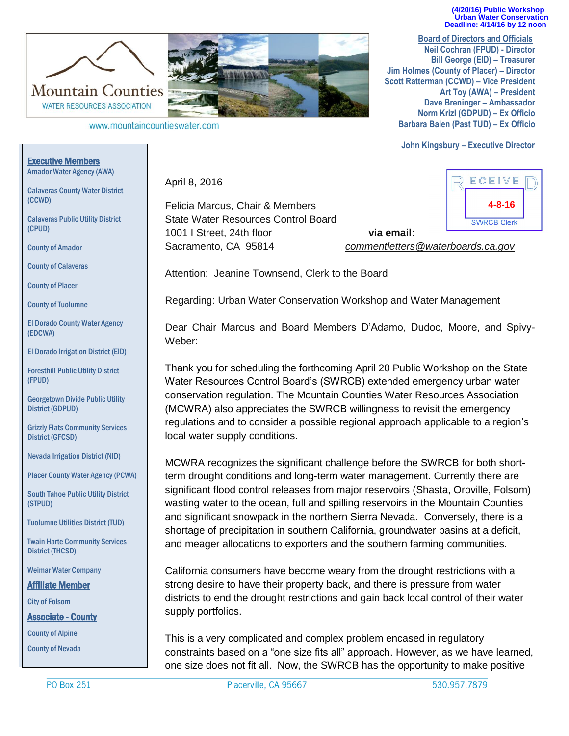(4/20/16) Public Workshop
Urban Water Conservation
Deadline: 4/14/16 by 12 noon

Mountain Counties
WATER RESOURCES ASSOCIATION

www.mountaincountieswater.com

**Board of Directors and Officials**
Neil Cochran (FPUD) - Director
Bill George (EID) – Treasurer
Jim Holmes (County of Placer) – Director
Scott Ratterman (CCWD) – Vice President
Art Toy (AWA) – President
Dave Breninger – Ambassador
Norm Krizl (GDPUD) – Ex Officio
Barbara Balen (Past TUD) – Ex Officio

**John Kingsbury – Executive Director**

**Executive Members**
Amador Water Agency (AWA)
Calaveras County Water District (CCWD)
Calaveras Public Utility District (CPUD)
County of Amador
County of Calaveras
County of Placer
County of Tuolumne
El Dorado County Water Agency (EDCWA)
El Dorado Irrigation District (EID)
Foresthill Public Utility District (FPUD)
Georgetown Divide Public Utility District (GDPUD)
Grizzly Flats Community Services District (GFCSD)
Nevada Irrigation District (NID)
Placer County Water Agency (PCWA)
South Tahoe Public Utility District (STPUD)
Tuolumne Utilities District (TUD)
Twain Harte Community Services District (THCSD)
Weimar Water Company

**Affiliate Member**
City of Folsom

**Associate - County**
County of Alpine
County of Nevada

RECEIVED
4-8-16
SWRCB Clerk

April 8, 2016

Felicia Marcus, Chair & Members
State Water Resources Control Board
1001 I Street, 24th floor
Sacramento, CA 95814

**via email**: *commentletters@waterboards.ca.gov*

Attention: Jeanine Townsend, Clerk to the Board

Regarding: Urban Water Conservation Workshop and Water Management

Dear Chair Marcus and Board Members D'Adamo, Dudoc, Moore, and Spivy-Weber:

Thank you for scheduling the forthcoming April 20 Public Workshop on the State Water Resources Control Board's (SWRCB) extended emergency urban water conservation regulation. The Mountain Counties Water Resources Association (MCWRA) also appreciates the SWRCB willingness to revisit the emergency regulations and to consider a possible regional approach applicable to a region's local water supply conditions.

MCWRA recognizes the significant challenge before the SWRCB for both short-term drought conditions and long-term water management. Currently there are significant flood control releases from major reservoirs (Shasta, Oroville, Folsom) wasting water to the ocean, full and spilling reservoirs in the Mountain Counties and significant snowpack in the northern Sierra Nevada. Conversely, there is a shortage of precipitation in southern California, groundwater basins at a deficit, and meager allocations to exporters and the southern farming communities.

California consumers have become weary from the drought restrictions with a strong desire to have their property back, and there is pressure from water districts to end the drought restrictions and gain back local control of their water supply portfolios.

This is a very complicated and complex problem encased in regulatory constraints based on a "one size fits all" approach. However, as we have learned, one size does not fit all. Now, the SWRCB has the opportunity to make positive

PO Box 251 Placerville, CA 95667 530.957.7879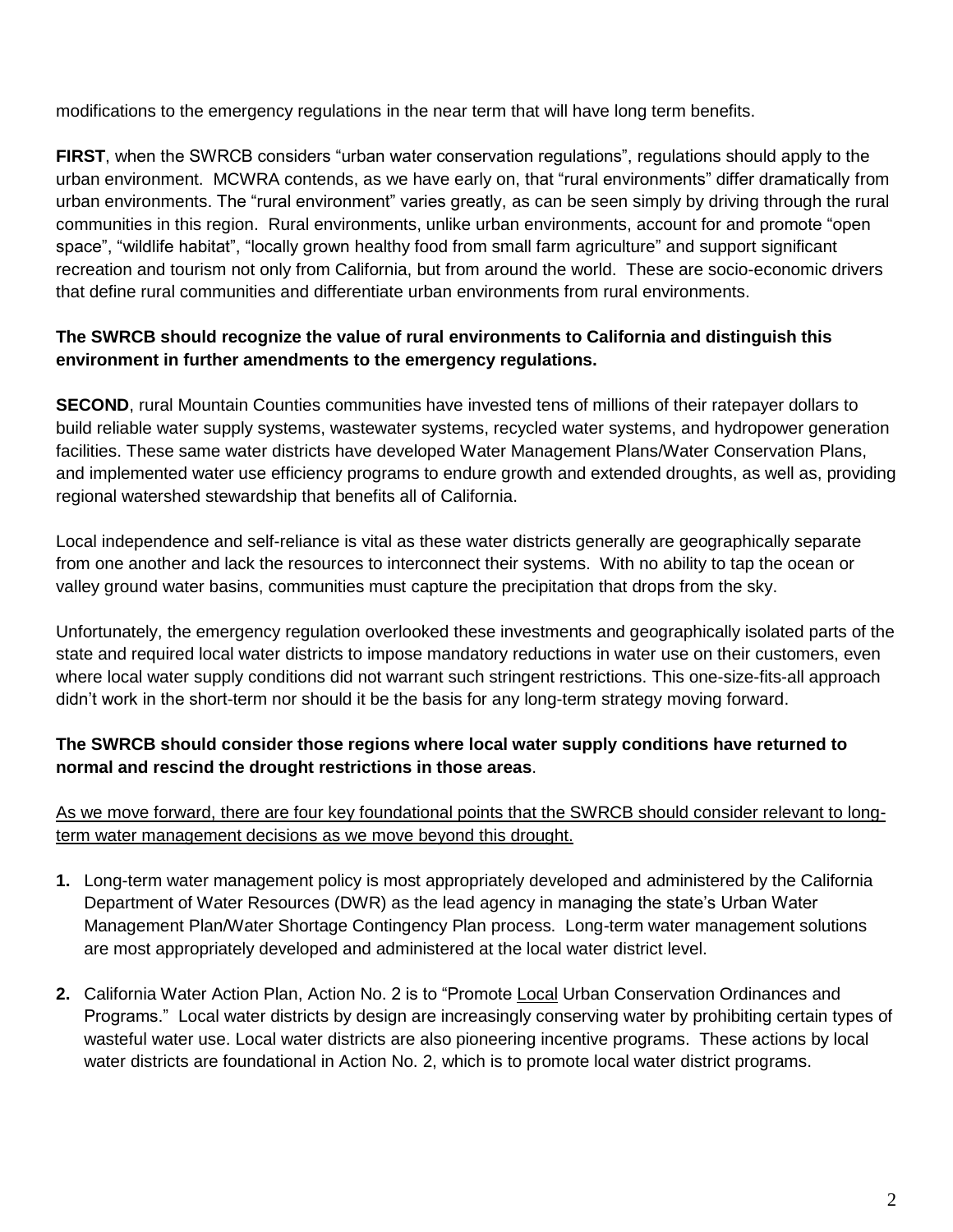modifications to the emergency regulations in the near term that will have long term benefits.

**FIRST**, when the SWRCB considers "urban water conservation regulations", regulations should apply to the urban environment. MCWRA contends, as we have early on, that "rural environments" differ dramatically from urban environments. The "rural environment" varies greatly, as can be seen simply by driving through the rural communities in this region. Rural environments, unlike urban environments, account for and promote "open space", "wildlife habitat", "locally grown healthy food from small farm agriculture" and support significant recreation and tourism not only from California, but from around the world. These are socio-economic drivers that define rural communities and differentiate urban environments from rural environments.

**The SWRCB should recognize the value of rural environments to California and distinguish this environment in further amendments to the emergency regulations.**

**SECOND**, rural Mountain Counties communities have invested tens of millions of their ratepayer dollars to build reliable water supply systems, wastewater systems, recycled water systems, and hydropower generation facilities. These same water districts have developed Water Management Plans/Water Conservation Plans, and implemented water use efficiency programs to endure growth and extended droughts, as well as, providing regional watershed stewardship that benefits all of California.

Local independence and self-reliance is vital as these water districts generally are geographically separate from one another and lack the resources to interconnect their systems. With no ability to tap the ocean or valley ground water basins, communities must capture the precipitation that drops from the sky.

Unfortunately, the emergency regulation overlooked these investments and geographically isolated parts of the state and required local water districts to impose mandatory reductions in water use on their customers, even where local water supply conditions did not warrant such stringent restrictions. This one-size-fits-all approach didn't work in the short-term nor should it be the basis for any long-term strategy moving forward.

**The SWRCB should consider those regions where local water supply conditions have returned to normal and rescind the drought restrictions in those areas**.

<u>As we move forward, there are four key foundational points that the SWRCB should consider relevant to long-term water management decisions as we move beyond this drought.</u>

1. Long-term water management policy is most appropriately developed and administered by the California Department of Water Resources (DWR) as the lead agency in managing the state's Urban Water Management Plan/Water Shortage Contingency Plan process. Long-term water management solutions are most appropriately developed and administered at the local water district level.

2. California Water Action Plan, Action No. 2 is to "Promote <u>Local</u> Urban Conservation Ordinances and Programs." Local water districts by design are increasingly conserving water by prohibiting certain types of wasteful water use. Local water districts are also pioneering incentive programs. These actions by local water districts are foundational in Action No. 2, which is to promote local water district programs.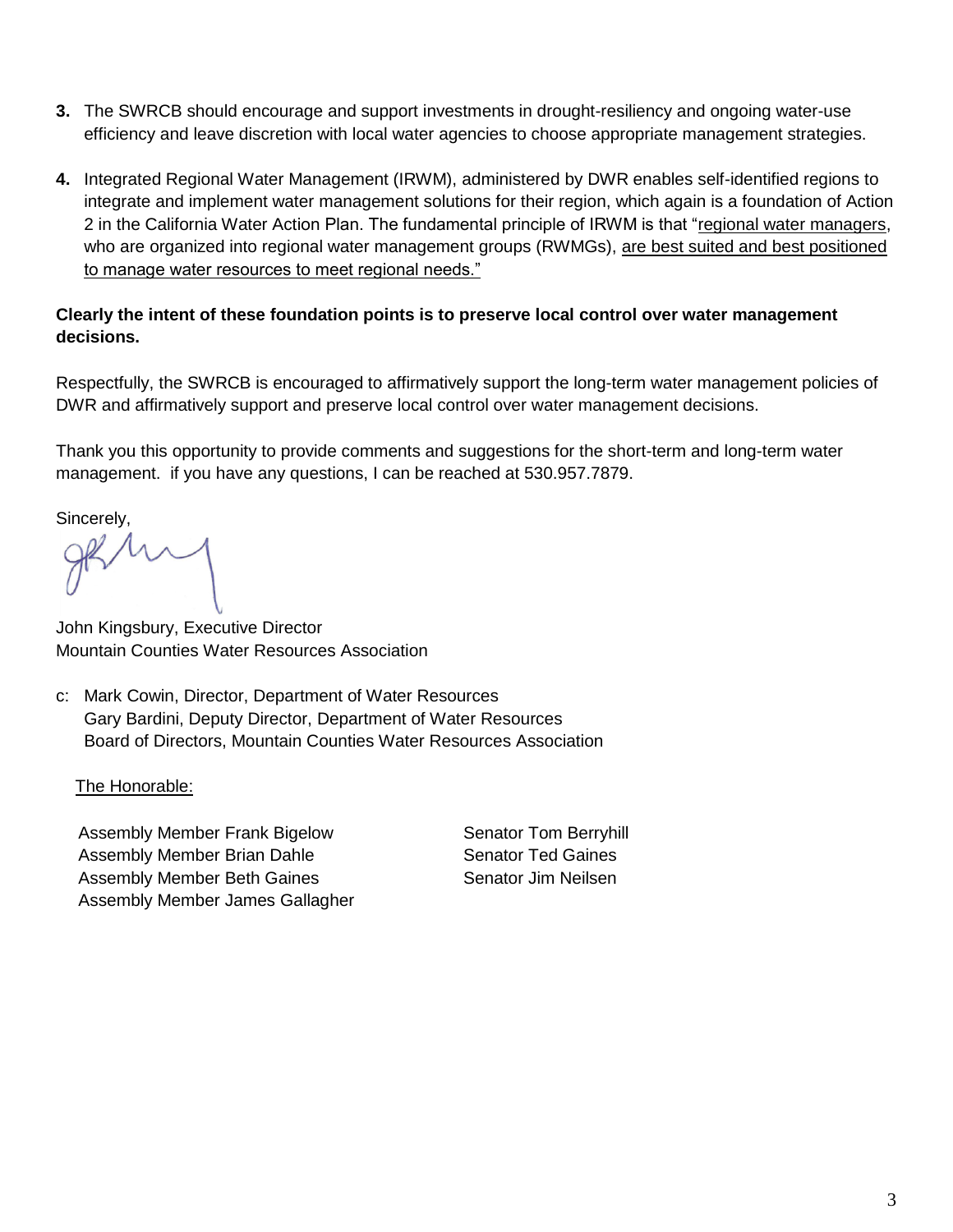3. The SWRCB should encourage and support investments in drought-resiliency and ongoing water-use efficiency and leave discretion with local water agencies to choose appropriate management strategies.

4. Integrated Regional Water Management (IRWM), administered by DWR enables self-identified regions to integrate and implement water management solutions for their region, which again is a foundation of Action 2 in the California Water Action Plan. The fundamental principle of IRWM is that "<u>regional water managers</u>, who are organized into regional water management groups (RWMGs), <u>are best suited and best positioned to manage water resources to meet regional needs."</u>

**Clearly the intent of these foundation points is to preserve local control over water management decisions.**

Respectfully, the SWRCB is encouraged to affirmatively support the long-term water management policies of DWR and affirmatively support and preserve local control over water management decisions.

Thank you this opportunity to provide comments and suggestions for the short-term and long-term water management. if you have any questions, I can be reached at 530.957.7879.

Sincerely,

John Kingsbury, Executive Director
Mountain Counties Water Resources Association

c: Mark Cowin, Director, Department of Water Resources
Gary Bardini, Deputy Director, Department of Water Resources
Board of Directors, Mountain Counties Water Resources Association

<u>The Honorable:</u>

Assembly Member Frank Bigelow
Assembly Member Brian Dahle
Assembly Member Beth Gaines
Assembly Member James Gallagher

Senator Tom Berryhill
Senator Ted Gaines
Senator Jim Neilsen